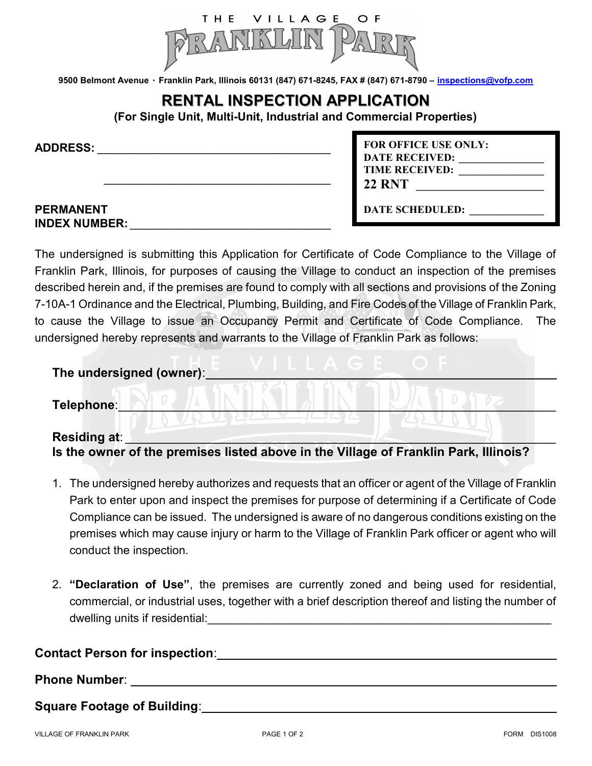THE VILLAGE OF FRANKLIN PARK

9500 Belmont Avenue · Franklin Park, Illinois 60131 (847) 671-8245, FAX # (847) 671-8790 – inspections@vofp.com

# RENTAL INSPECTION APPLICATION

**(For Single Unit, Multi-Unit, Industrial and Commercial Properties)**

**ADDRESS:** ______________________________________

______________________________________

**PERMANENT INDEX NUMBER:** ______________________________

| FOR OFFICE USE ONLY: |
|---|
| DATE RECEIVED: ______________ |
| TIME RECEIVED: ______________ |
| 22 RNT ____________________ |
| DATE SCHEDULED: _____________ |

The undersigned is submitting this Application for Certificate of Code Compliance to the Village of Franklin Park, Illinois, for purposes of causing the Village to conduct an inspection of the premises described herein and, if the premises are found to comply with all sections and provisions of the Zoning 7-10A-1 Ordinance and the Electrical, Plumbing, Building, and Fire Codes of the Village of Franklin Park, to cause the Village to issue an Occupancy Permit and Certificate of Code Compliance. The undersigned hereby represents and warrants to the Village of Franklin Park as follows:

**The undersigned (owner)**: ______________________________________________

**Telephone**: ______________________________________________

**Residing at**: ______________________________________________

**Is the owner of the premises listed above in the Village of Franklin Park, Illinois?**

1. The undersigned hereby authorizes and requests that an officer or agent of the Village of Franklin Park to enter upon and inspect the premises for purpose of determining if a Certificate of Code Compliance can be issued. The undersigned is aware of no dangerous conditions existing on the premises which may cause injury or harm to the Village of Franklin Park officer or agent who will conduct the inspection.

2. **"Declaration of Use"**, the premises are currently zoned and being used for residential, commercial, or industrial uses, together with a brief description thereof and listing the number of dwelling units if residential: ______________________________________________

**Contact Person for inspection**: ______________________________________________

**Phone Number**: ______________________________________________

**Square Footage of Building**: ______________________________________________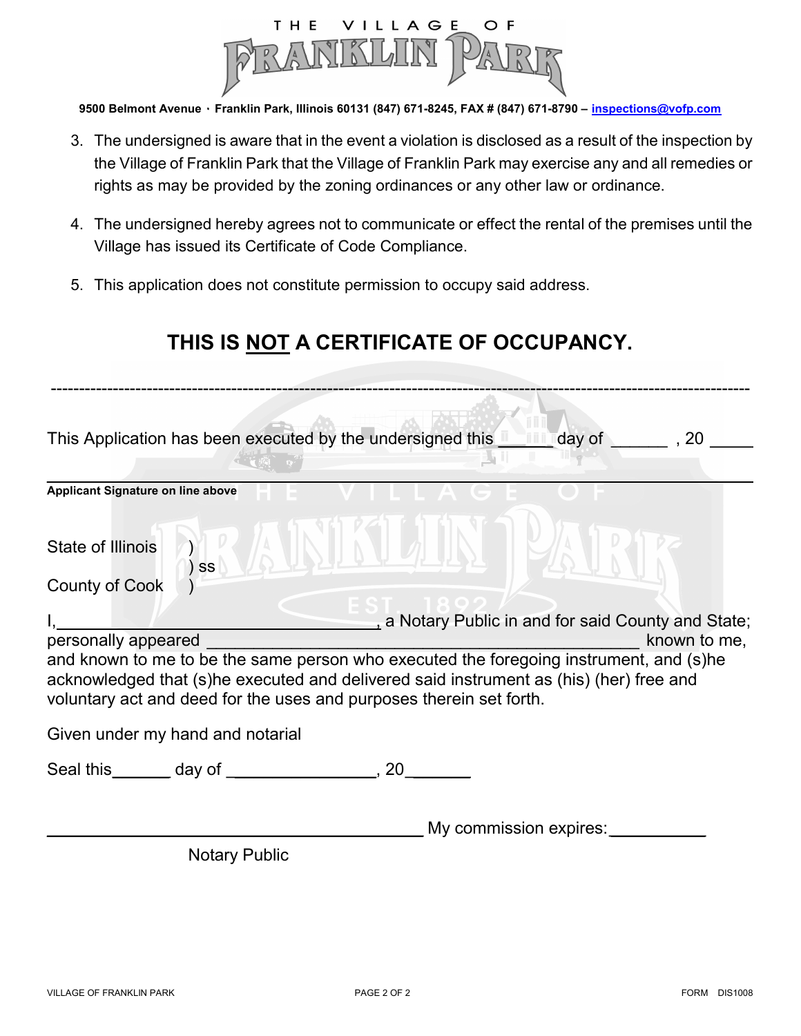3. The undersigned is aware that in the event a violation is disclosed as a result of the inspection by the Village of Franklin Park that the Village of Franklin Park may exercise any and all remedies or rights as may be provided by the zoning ordinances or any other law or ordinance.

4. The undersigned hereby agrees not to communicate or effect the rental of the premises until the Village has issued its Certificate of Code Compliance.

5. This application does not constitute permission to occupy said address.

## THIS IS NOT A CERTIFICATE OF OCCUPANCY.

---

This Application has been executed by the undersigned this _____ day of ______ , 20 _____

______________________________________________________________________

**Applicant Signature on line above**

State of Illinois )
) ss
County of Cook )

I,_________________________________, a Notary Public in and for said County and State; personally appeared ___________________________________________ known to me, and known to me to be the same person who executed the foregoing instrument, and (s)he acknowledged that (s)he executed and delivered said instrument as (his) (her) free and voluntary act and deed for the uses and purposes therein set forth.

Given under my hand and notarial

Seal this______ day of _______________, 20______

_____________________________________ My commission expires:__________

Notary Public

VILLAGE OF FRANKLIN PARK FORM DIS1008